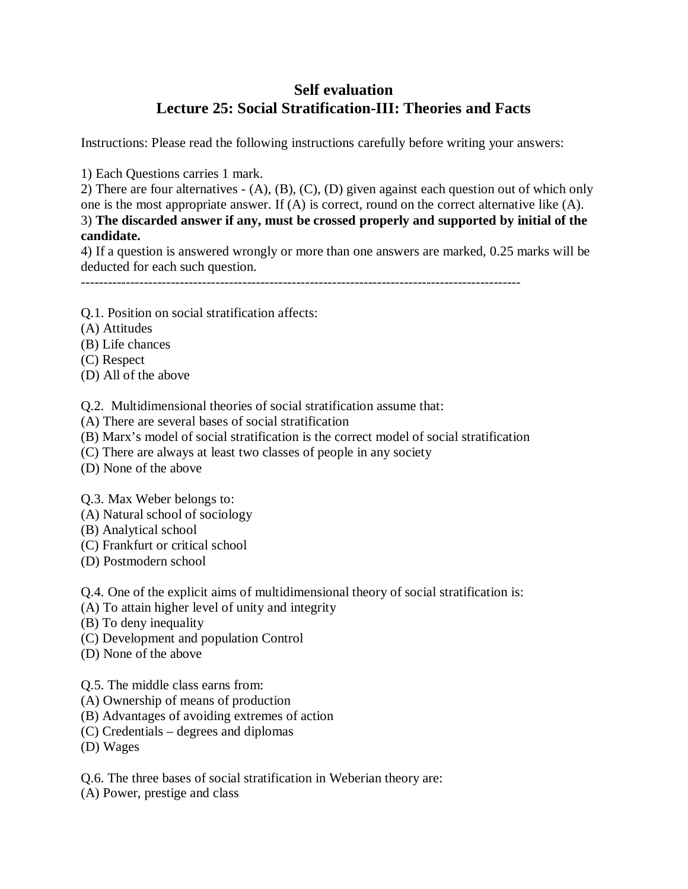# Self evaluation

## Lecture 25: Social Stratification-III: Theories and Facts

Instructions: Please read the following instructions carefully before writing your answers:

1) Each Questions carries 1 mark.
2) There are four alternatives - (A), (B), (C), (D) given against each question out of which only one is the most appropriate answer. If (A) is correct, round on the correct alternative like (A).
3) **The discarded answer if any, must be crossed properly and supported by initial of the candidate.**
4) If a question is answered wrongly or more than one answers are marked, 0.25 marks will be deducted for each such question.

---

Q.1. Position on social stratification affects:
(A) Attitudes
(B) Life chances
(C) Respect
(D) All of the above

Q.2. Multidimensional theories of social stratification assume that:
(A) There are several bases of social stratification
(B) Marx's model of social stratification is the correct model of social stratification
(C) There are always at least two classes of people in any society
(D) None of the above

Q.3. Max Weber belongs to:
(A) Natural school of sociology
(B) Analytical school
(C) Frankfurt or critical school
(D) Postmodern school

Q.4. One of the explicit aims of multidimensional theory of social stratification is:
(A) To attain higher level of unity and integrity
(B) To deny inequality
(C) Development and population Control
(D) None of the above

Q.5. The middle class earns from:
(A) Ownership of means of production
(B) Advantages of avoiding extremes of action
(C) Credentials – degrees and diplomas
(D) Wages

Q.6. The three bases of social stratification in Weberian theory are:
(A) Power, prestige and class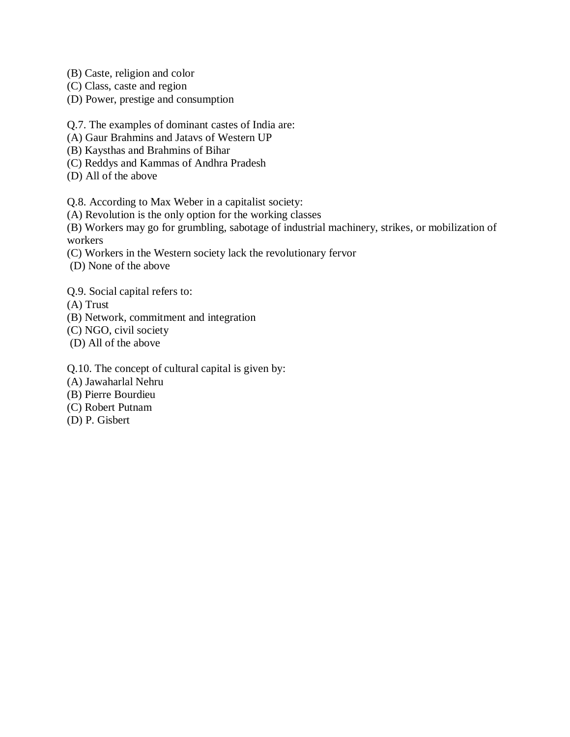(B) Caste, religion and color
(C) Class, caste and region
(D) Power, prestige and consumption

Q.7. The examples of dominant castes of India are:
(A) Gaur Brahmins and Jatavs of Western UP
(B) Kaysthas and Brahmins of Bihar
(C) Reddys and Kammas of Andhra Pradesh
(D) All of the above

Q.8. According to Max Weber in a capitalist society:
(A) Revolution is the only option for the working classes
(B) Workers may go for grumbling, sabotage of industrial machinery, strikes, or mobilization of workers
(C) Workers in the Western society lack the revolutionary fervor
(D) None of the above

Q.9. Social capital refers to:
(A) Trust
(B) Network, commitment and integration
(C) NGO, civil society
(D) All of the above

Q.10. The concept of cultural capital is given by:
(A) Jawaharlal Nehru
(B) Pierre Bourdieu
(C) Robert Putnam
(D) P. Gisbert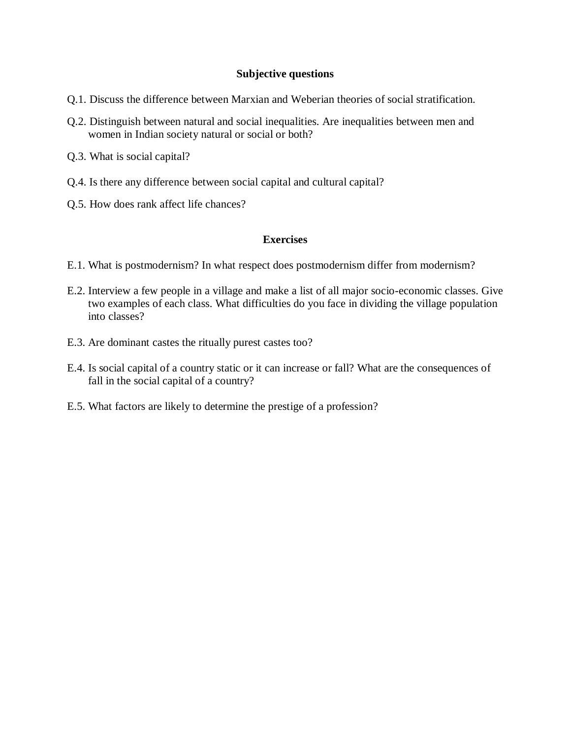## Subjective questions

Q.1. Discuss the difference between Marxian and Weberian theories of social stratification.

Q.2. Distinguish between natural and social inequalities. Are inequalities between men and women in Indian society natural or social or both?

Q.3. What is social capital?

Q.4. Is there any difference between social capital and cultural capital?

Q.5. How does rank affect life chances?

## Exercises

E.1. What is postmodernism? In what respect does postmodernism differ from modernism?

E.2. Interview a few people in a village and make a list of all major socio-economic classes. Give two examples of each class. What difficulties do you face in dividing the village population into classes?

E.3. Are dominant castes the ritually purest castes too?

E.4. Is social capital of a country static or it can increase or fall? What are the consequences of fall in the social capital of a country?

E.5. What factors are likely to determine the prestige of a profession?